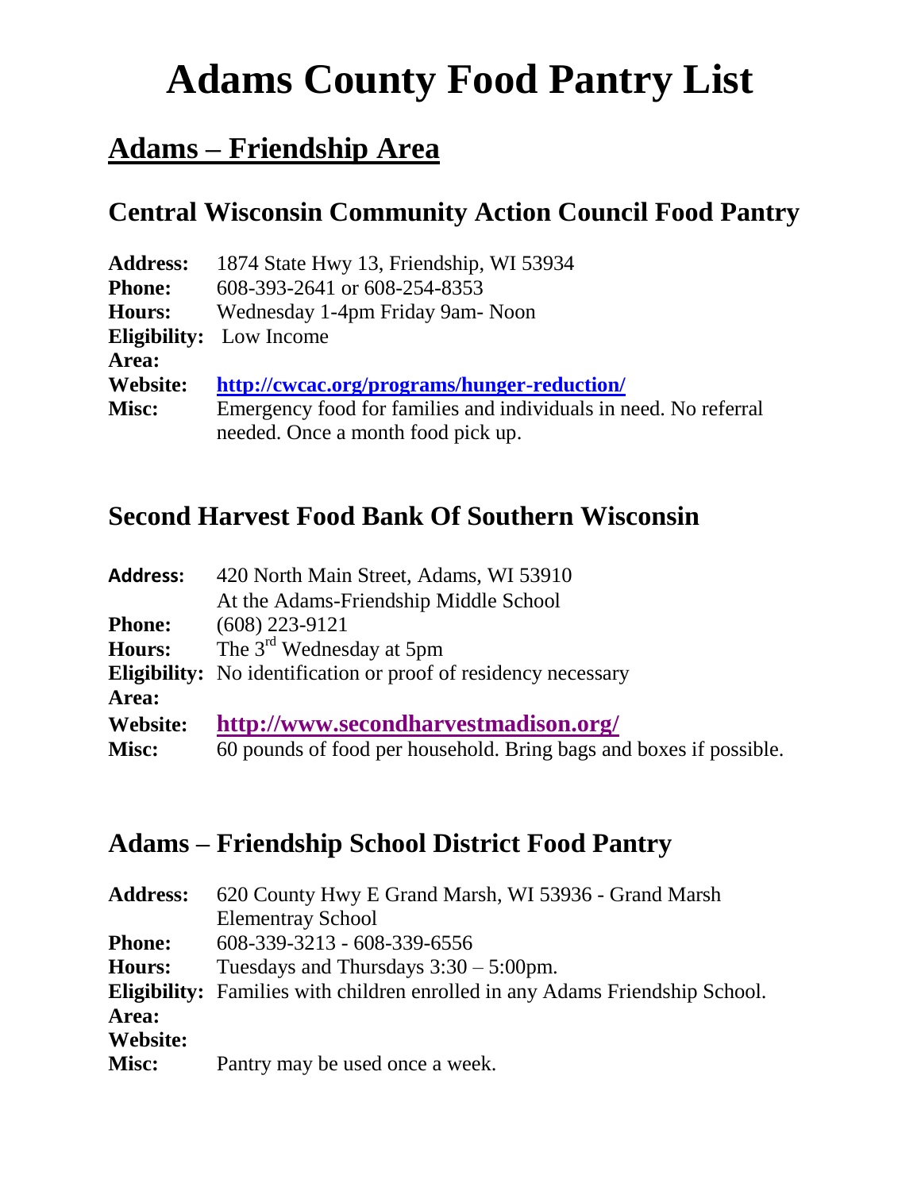# Adams County Food Pantry List

## Adams – Friendship Area

### Central Wisconsin Community Action Council Food Pantry

**Address:** 1874 State Hwy 13, Friendship, WI 53934
**Phone:** 608-393-2641 or 608-254-8353
**Hours:** Wednesday 1-4pm Friday 9am- Noon
**Eligibility:** Low Income
**Area:**
**Website:** http://cwcac.org/programs/hunger-reduction/
**Misc:** Emergency food for families and individuals in need. No referral needed. Once a month food pick up.

### Second Harvest Food Bank Of Southern Wisconsin

**Address:** 420 North Main Street, Adams, WI 53910
At the Adams-Friendship Middle School
**Phone:** (608) 223-9121
**Hours:** The 3rd Wednesday at 5pm
**Eligibility:** No identification or proof of residency necessary
**Area:**
**Website:** http://www.secondharvestmadison.org/
**Misc:** 60 pounds of food per household. Bring bags and boxes if possible.

### Adams – Friendship School District Food Pantry

**Address:** 620 County Hwy E Grand Marsh, WI 53936 - Grand Marsh Elementray School
**Phone:** 608-339-3213 - 608-339-6556
**Hours:** Tuesdays and Thursdays 3:30 – 5:00pm.
**Eligibility:** Families with children enrolled in any Adams Friendship School.
**Area:**
**Website:**
**Misc:** Pantry may be used once a week.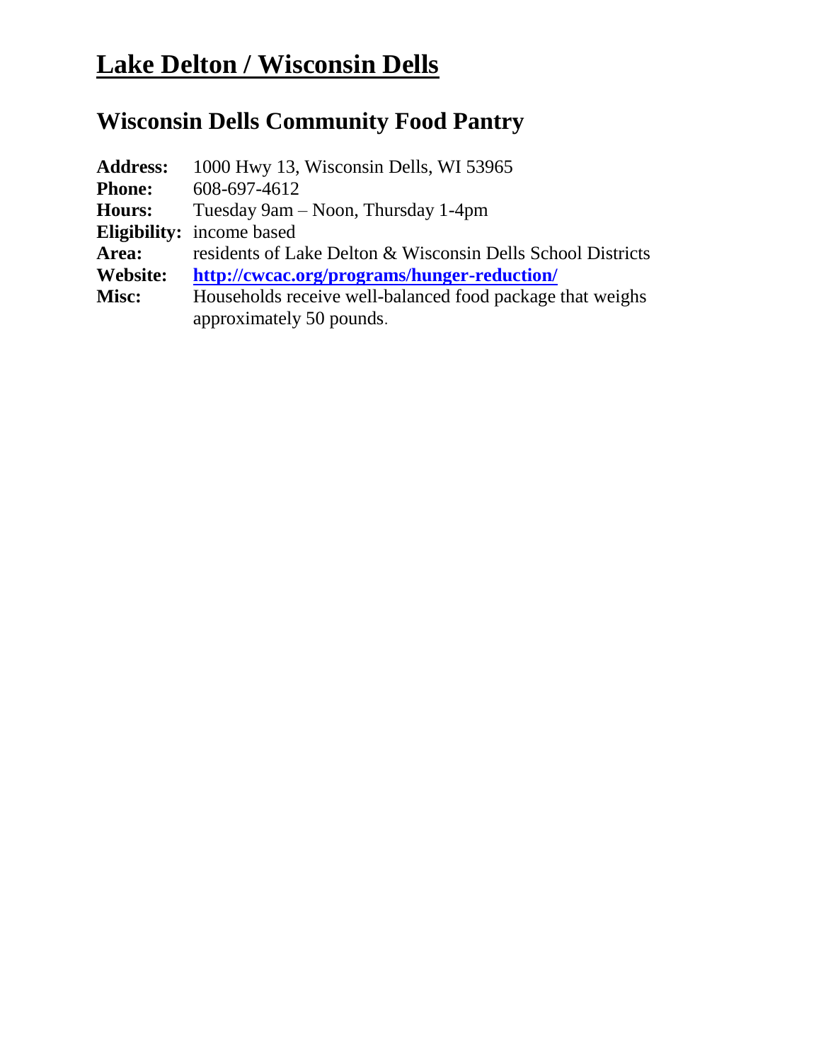# Lake Delton / Wisconsin Dells

## Wisconsin Dells Community Food Pantry

**Address:** 1000 Hwy 13, Wisconsin Dells, WI 53965
**Phone:** 608-697-4612
**Hours:** Tuesday 9am – Noon, Thursday 1-4pm
**Eligibility:** income based
**Area:** residents of Lake Delton & Wisconsin Dells School Districts
**Website:** **http://cwcac.org/programs/hunger-reduction/**
**Misc:** Households receive well-balanced food package that weighs approximately 50 pounds.